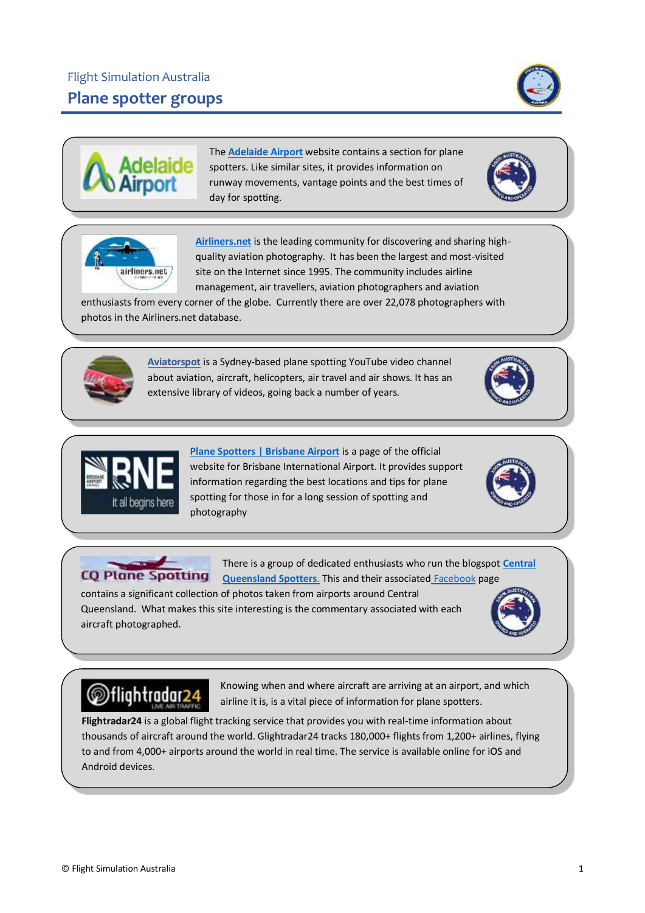Flight Simulation Australia

# Plane spotter groups

The **Adelaide Airport** website contains a section for plane spotters. Like similar sites, it provides information on runway movements, vantage points and the best times of day for spotting.

**Airliners.net** is the leading community for discovering and sharing high-quality aviation photography. It has been the largest and most-visited site on the Internet since 1995. The community includes airline management, air travellers, aviation photographers and aviation enthusiasts from every corner of the globe. Currently there are over 22,078 photographers with photos in the Airliners.net database.

**Aviatorspot** is a Sydney-based plane spotting YouTube video channel about aviation, aircraft, helicopters, air travel and air shows. It has an extensive library of videos, going back a number of years.

**Plane Spotters | Brisbane Airport** is a page of the official website for Brisbane International Airport. It provides support information regarding the best locations and tips for plane spotting for those in for a long session of spotting and photography

There is a group of dedicated enthusiasts who run the blogspot **Central Queensland Spotters.** This and their associated Facebook page contains a significant collection of photos taken from airports around Central Queensland. What makes this site interesting is the commentary associated with each aircraft photographed.

Knowing when and where aircraft are arriving at an airport, and which airline it is, is a vital piece of information for plane spotters.

**Flightradar24** is a global flight tracking service that provides you with real-time information about thousands of aircraft around the world. Glightradar24 tracks 180,000+ flights from 1,200+ airlines, flying to and from 4,000+ airports around the world in real time. The service is available online for iOS and Android devices.

© Flight Simulation Australia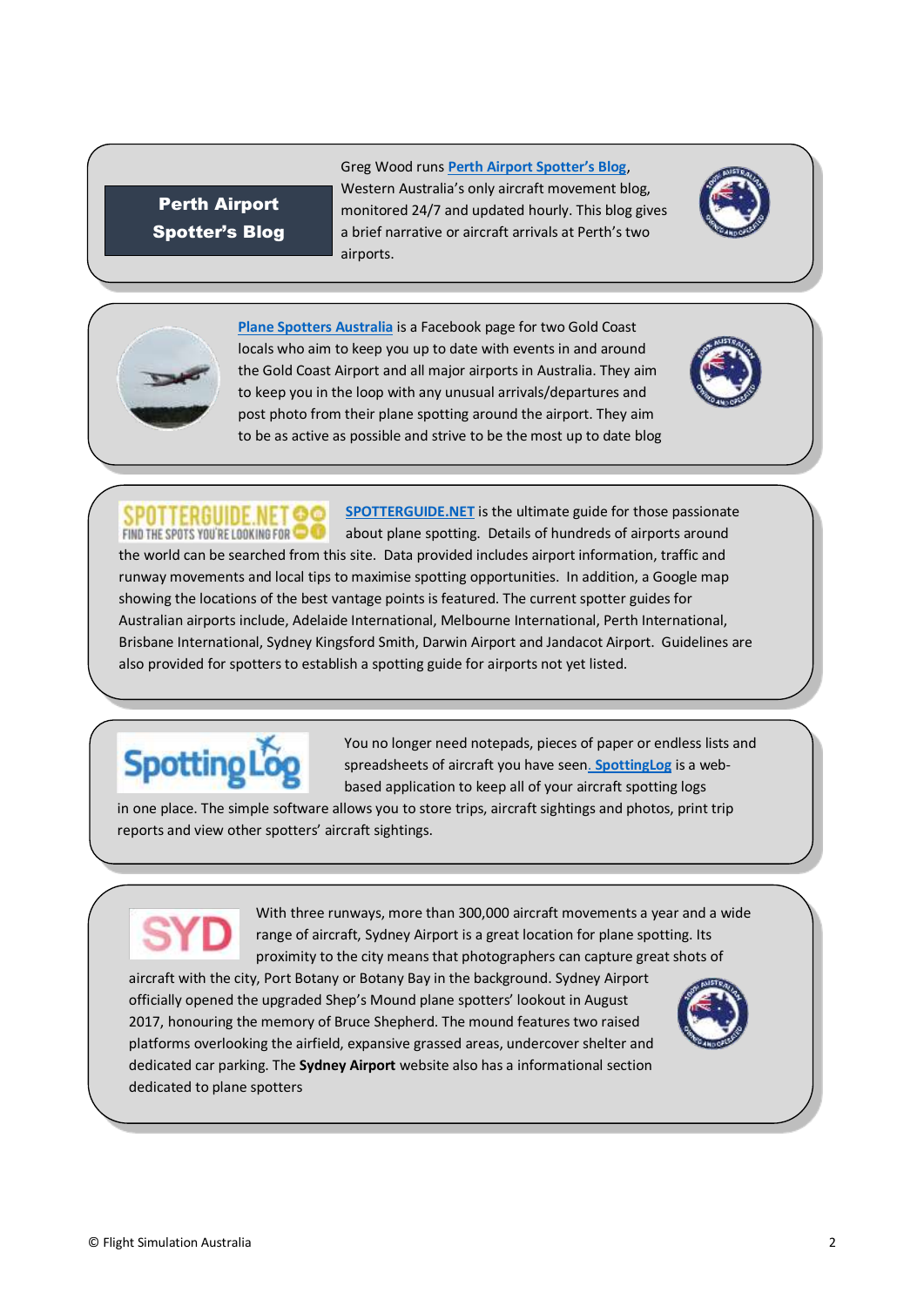**Perth Airport Spotter's Blog**

Greg Wood runs Perth Airport Spotter's Blog, Western Australia's only aircraft movement blog, monitored 24/7 and updated hourly. This blog gives a brief narrative or aircraft arrivals at Perth's two airports.

Plane Spotters Australia is a Facebook page for two Gold Coast locals who aim to keep you up to date with events in and around the Gold Coast Airport and all major airports in Australia. They aim to keep you in the loop with any unusual arrivals/departures and post photo from their plane spotting around the airport. They aim to be as active as possible and strive to be the most up to date blog

SPOTTERGUIDE.NET is the ultimate guide for those passionate about plane spotting. Details of hundreds of airports around the world can be searched from this site. Data provided includes airport information, traffic and runway movements and local tips to maximise spotting opportunities. In addition, a Google map showing the locations of the best vantage points is featured. The current spotter guides for Australian airports include, Adelaide International, Melbourne International, Perth International, Brisbane International, Sydney Kingsford Smith, Darwin Airport and Jandacot Airport. Guidelines are also provided for spotters to establish a spotting guide for airports not yet listed.

You no longer need notepads, pieces of paper or endless lists and spreadsheets of aircraft you have seen. SpottingLog is a web-based application to keep all of your aircraft spotting logs in one place. The simple software allows you to store trips, aircraft sightings and photos, print trip reports and view other spotters' aircraft sightings.

With three runways, more than 300,000 aircraft movements a year and a wide range of aircraft, Sydney Airport is a great location for plane spotting. Its proximity to the city means that photographers can capture great shots of aircraft with the city, Port Botany or Botany Bay in the background. Sydney Airport officially opened the upgraded Shep's Mound plane spotters' lookout in August 2017, honouring the memory of Bruce Shepherd. The mound features two raised platforms overlooking the airfield, expansive grassed areas, undercover shelter and dedicated car parking. The **Sydney Airport** website also has a informational section dedicated to plane spotters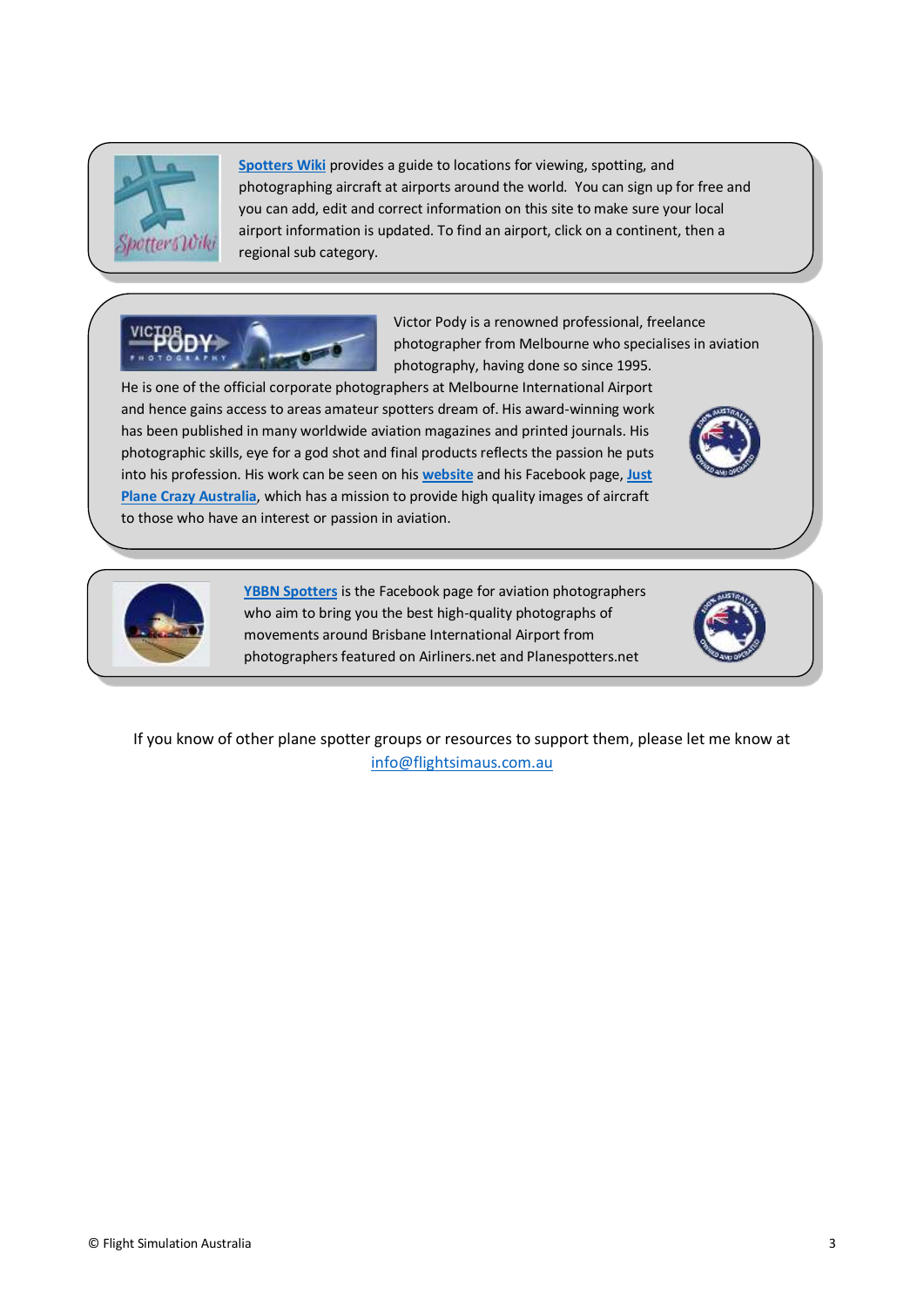**Spotters Wiki** provides a guide to locations for viewing, spotting, and photographing aircraft at airports around the world. You can sign up for free and you can add, edit and correct information on this site to make sure your local airport information is updated. To find an airport, click on a continent, then a regional sub category.

Victor Pody is a renowned professional, freelance photographer from Melbourne who specialises in aviation photography, having done so since 1995. He is one of the official corporate photographers at Melbourne International Airport and hence gains access to areas amateur spotters dream of. His award-winning work has been published in many worldwide aviation magazines and printed journals. His photographic skills, eye for a god shot and final products reflects the passion he puts into his profession. His work can be seen on his **website** and his Facebook page, **Just Plane Crazy Australia**, which has a mission to provide high quality images of aircraft to those who have an interest or passion in aviation.

**YBBN Spotters** is the Facebook page for aviation photographers who aim to bring you the best high-quality photographs of movements around Brisbane International Airport from photographers featured on Airliners.net and Planespotters.net

If you know of other plane spotter groups or resources to support them, please let me know at info@flightsimaus.com.au

© Flight Simulation Australia